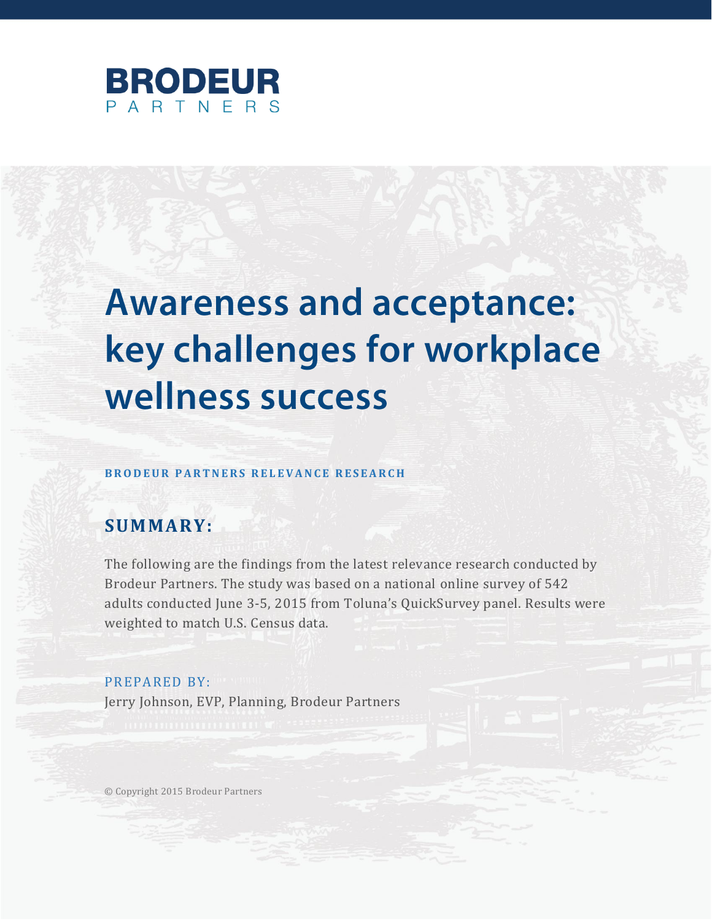BRODEUR
PARTNERS

# Awareness and acceptance: key challenges for workplace wellness success

**BRODEUR PARTNERS RELEVANCE RESEARCH**

## SUMMARY:

The following are the findings from the latest relevance research conducted by Brodeur Partners. The study was based on a national online survey of 542 adults conducted June 3-5, 2015 from Toluna's QuickSurvey panel. Results were weighted to match U.S. Census data.

PREPARED BY:
Jerry Johnson, EVP, Planning, Brodeur Partners

© Copyright 2015 Brodeur Partners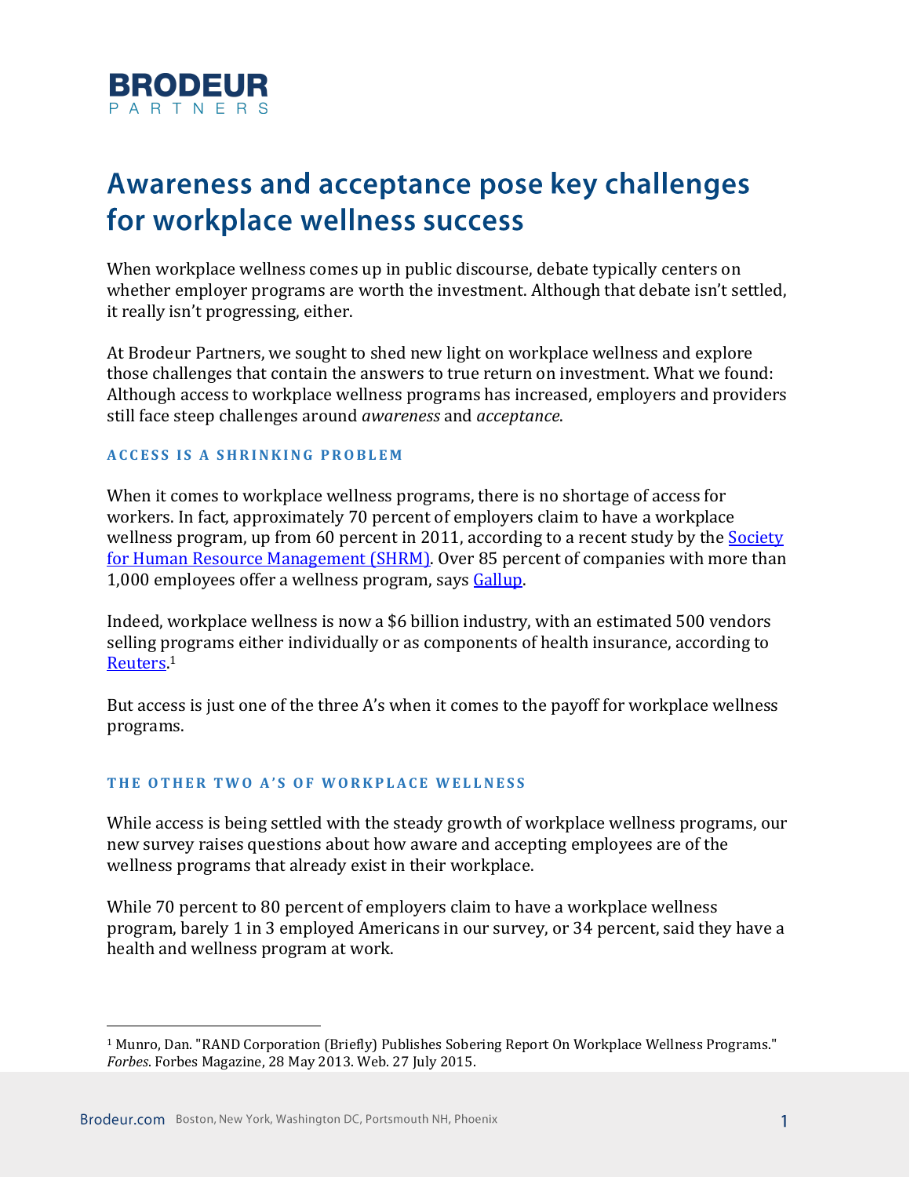BRODEUR
PARTNERS

# Awareness and acceptance pose key challenges for workplace wellness success

When workplace wellness comes up in public discourse, debate typically centers on whether employer programs are worth the investment. Although that debate isn't settled, it really isn't progressing, either.

At Brodeur Partners, we sought to shed new light on workplace wellness and explore those challenges that contain the answers to true return on investment. What we found: Although access to workplace wellness programs has increased, employers and providers still face steep challenges around *awareness* and *acceptance*.

### ACCESS IS A SHRINKING PROBLEM

When it comes to workplace wellness programs, there is no shortage of access for workers. In fact, approximately 70 percent of employers claim to have a workplace wellness program, up from 60 percent in 2011, according to a recent study by the Society for Human Resource Management (SHRM). Over 85 percent of companies with more than 1,000 employees offer a wellness program, says Gallup.

Indeed, workplace wellness is now a $6 billion industry, with an estimated 500 vendors selling programs either individually or as components of health insurance, according to Reuters.[1]

But access is just one of the three A's when it comes to the payoff for workplace wellness programs.

### THE OTHER TWO A'S OF WORKPLACE WELLNESS

While access is being settled with the steady growth of workplace wellness programs, our new survey raises questions about how aware and accepting employees are of the wellness programs that already exist in their workplace.

While 70 percent to 80 percent of employers claim to have a workplace wellness program, barely 1 in 3 employed Americans in our survey, or 34 percent, said they have a health and wellness program at work.

---

[1] Munro, Dan. "RAND Corporation (Briefly) Publishes Sobering Report On Workplace Wellness Programs." *Forbes*. Forbes Magazine, 28 May 2013. Web. 27 July 2015.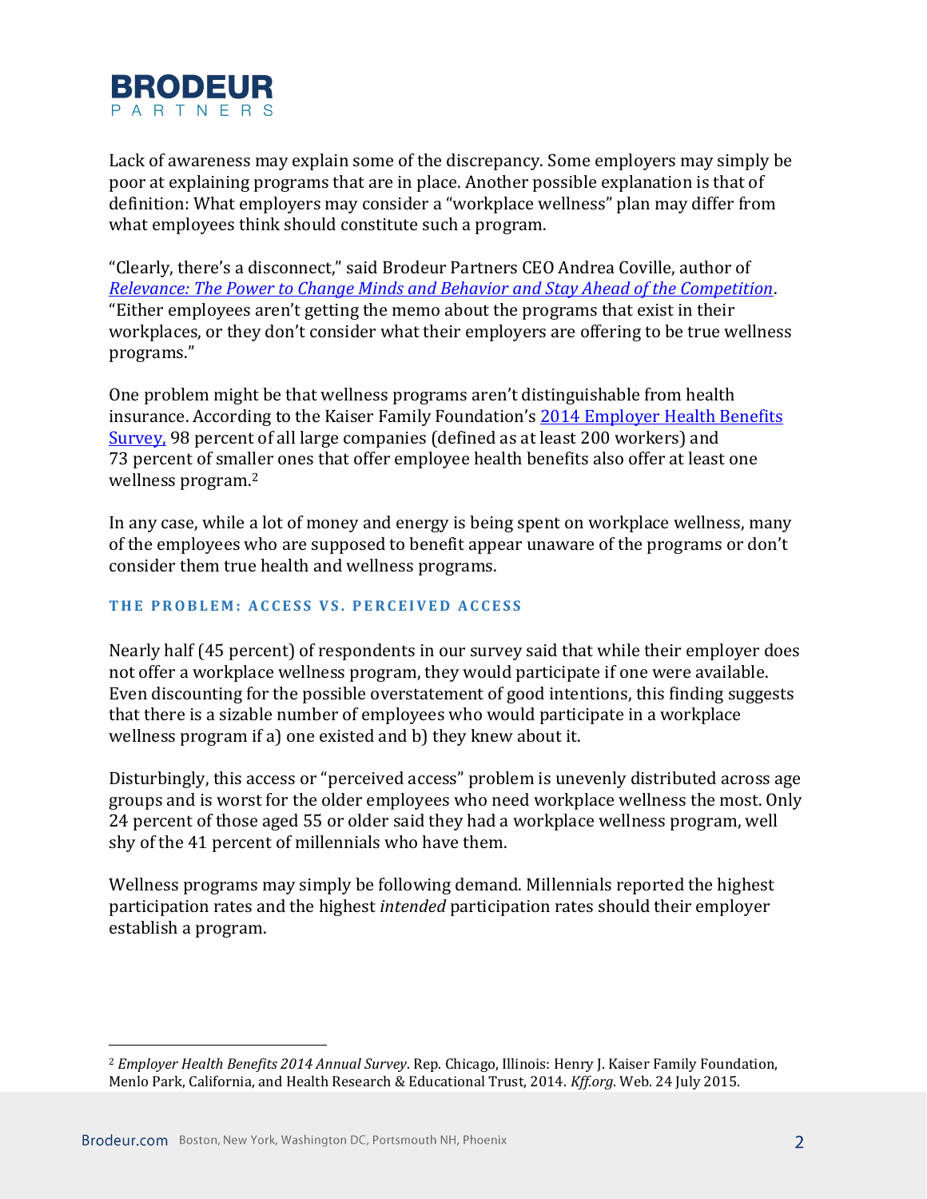Lack of awareness may explain some of the discrepancy. Some employers may simply be poor at explaining programs that are in place. Another possible explanation is that of definition: What employers may consider a "workplace wellness" plan may differ from what employees think should constitute such a program.

"Clearly, there's a disconnect," said Brodeur Partners CEO Andrea Coville, author of *Relevance: The Power to Change Minds and Behavior and Stay Ahead of the Competition*. "Either employees aren't getting the memo about the programs that exist in their workplaces, or they don't consider what their employers are offering to be true wellness programs."

One problem might be that wellness programs aren't distinguishable from health insurance. According to the Kaiser Family Foundation's 2014 Employer Health Benefits Survey, 98 percent of all large companies (defined as at least 200 workers) and 73 percent of smaller ones that offer employee health benefits also offer at least one wellness program.[2]

In any case, while a lot of money and energy is being spent on workplace wellness, many of the employees who are supposed to benefit appear unaware of the programs or don't consider them true health and wellness programs.

### THE PROBLEM: ACCESS VS. PERCEIVED ACCESS

Nearly half (45 percent) of respondents in our survey said that while their employer does not offer a workplace wellness program, they would participate if one were available. Even discounting for the possible overstatement of good intentions, this finding suggests that there is a sizable number of employees who would participate in a workplace wellness program if a) one existed and b) they knew about it.

Disturbingly, this access or "perceived access" problem is unevenly distributed across age groups and is worst for the older employees who need workplace wellness the most. Only 24 percent of those aged 55 or older said they had a workplace wellness program, well shy of the 41 percent of millennials who have them.

Wellness programs may simply be following demand. Millennials reported the highest participation rates and the highest *intended* participation rates should their employer establish a program.

---

[2] *Employer Health Benefits 2014 Annual Survey*. Rep. Chicago, Illinois: Henry J. Kaiser Family Foundation, Menlo Park, California, and Health Research & Educational Trust, 2014. *Kff.org.* Web. 24 July 2015.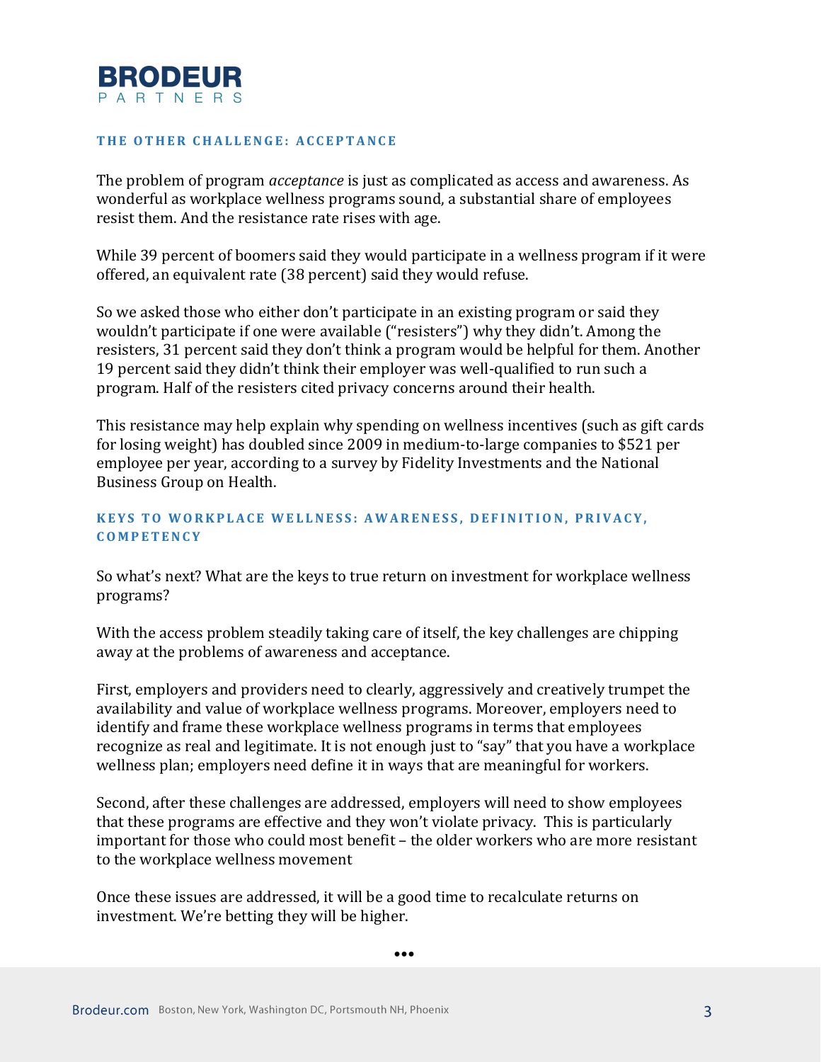### THE OTHER CHALLENGE: ACCEPTANCE

The problem of program *acceptance* is just as complicated as access and awareness. As wonderful as workplace wellness programs sound, a substantial share of employees resist them. And the resistance rate rises with age.

While 39 percent of boomers said they would participate in a wellness program if it were offered, an equivalent rate (38 percent) said they would refuse.

So we asked those who either don't participate in an existing program or said they wouldn't participate if one were available ("resisters") why they didn't. Among the resisters, 31 percent said they don't think a program would be helpful for them. Another 19 percent said they didn't think their employer was well-qualified to run such a program. Half of the resisters cited privacy concerns around their health.

This resistance may help explain why spending on wellness incentives (such as gift cards for losing weight) has doubled since 2009 in medium-to-large companies to $521 per employee per year, according to a survey by Fidelity Investments and the National Business Group on Health.

### KEYS TO WORKPLACE WELLNESS: AWARENESS, DEFINITION, PRIVACY, COMPETENCY

So what's next? What are the keys to true return on investment for workplace wellness programs?

With the access problem steadily taking care of itself, the key challenges are chipping away at the problems of awareness and acceptance.

First, employers and providers need to clearly, aggressively and creatively trumpet the availability and value of workplace wellness programs. Moreover, employers need to identify and frame these workplace wellness programs in terms that employees recognize as real and legitimate. It is not enough just to "say" that you have a workplace wellness plan; employers need define it in ways that are meaningful for workers.

Second, after these challenges are addressed, employers will need to show employees that these programs are effective and they won't violate privacy. This is particularly important for those who could most benefit – the older workers who are more resistant to the workplace wellness movement

Once these issues are addressed, it will be a good time to recalculate returns on investment. We're betting they will be higher.

•••